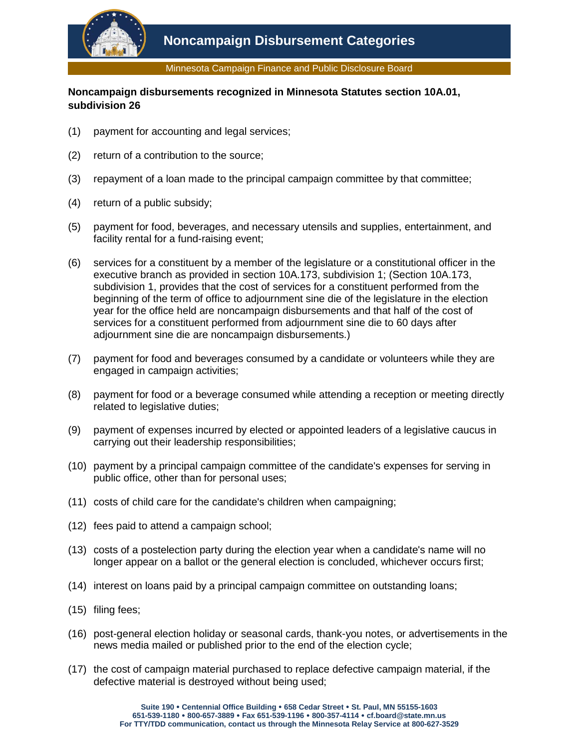# Noncampaign Disbursement Categories

Minnesota Campaign Finance and Public Disclosure Board

**Noncampaign disbursements recognized in Minnesota Statutes section 10A.01, subdivision 26**

(1) payment for accounting and legal services;

(2) return of a contribution to the source;

(3) repayment of a loan made to the principal campaign committee by that committee;

(4) return of a public subsidy;

(5) payment for food, beverages, and necessary utensils and supplies, entertainment, and facility rental for a fund-raising event;

(6) services for a constituent by a member of the legislature or a constitutional officer in the executive branch as provided in section 10A.173, subdivision 1; (Section 10A.173, subdivision 1, provides that the cost of services for a constituent performed from the beginning of the term of office to adjournment sine die of the legislature in the election year for the office held are noncampaign disbursements and that half of the cost of services for a constituent performed from adjournment sine die to 60 days after adjournment sine die are noncampaign disbursements.)

(7) payment for food and beverages consumed by a candidate or volunteers while they are engaged in campaign activities;

(8) payment for food or a beverage consumed while attending a reception or meeting directly related to legislative duties;

(9) payment of expenses incurred by elected or appointed leaders of a legislative caucus in carrying out their leadership responsibilities;

(10) payment by a principal campaign committee of the candidate's expenses for serving in public office, other than for personal uses;

(11) costs of child care for the candidate's children when campaigning;

(12) fees paid to attend a campaign school;

(13) costs of a postelection party during the election year when a candidate's name will no longer appear on a ballot or the general election is concluded, whichever occurs first;

(14) interest on loans paid by a principal campaign committee on outstanding loans;

(15) filing fees;

(16) post-general election holiday or seasonal cards, thank-you notes, or advertisements in the news media mailed or published prior to the end of the election cycle;

(17) the cost of campaign material purchased to replace defective campaign material, if the defective material is destroyed without being used;

Suite 190 • Centennial Office Building • 658 Cedar Street • St. Paul, MN 55155-1603
651-539-1180 • 800-657-3889 • Fax 651-539-1196 • 800-357-4114 • cf.board@state.mn.us
For TTY/TDD communication, contact us through the Minnesota Relay Service at 800-627-3529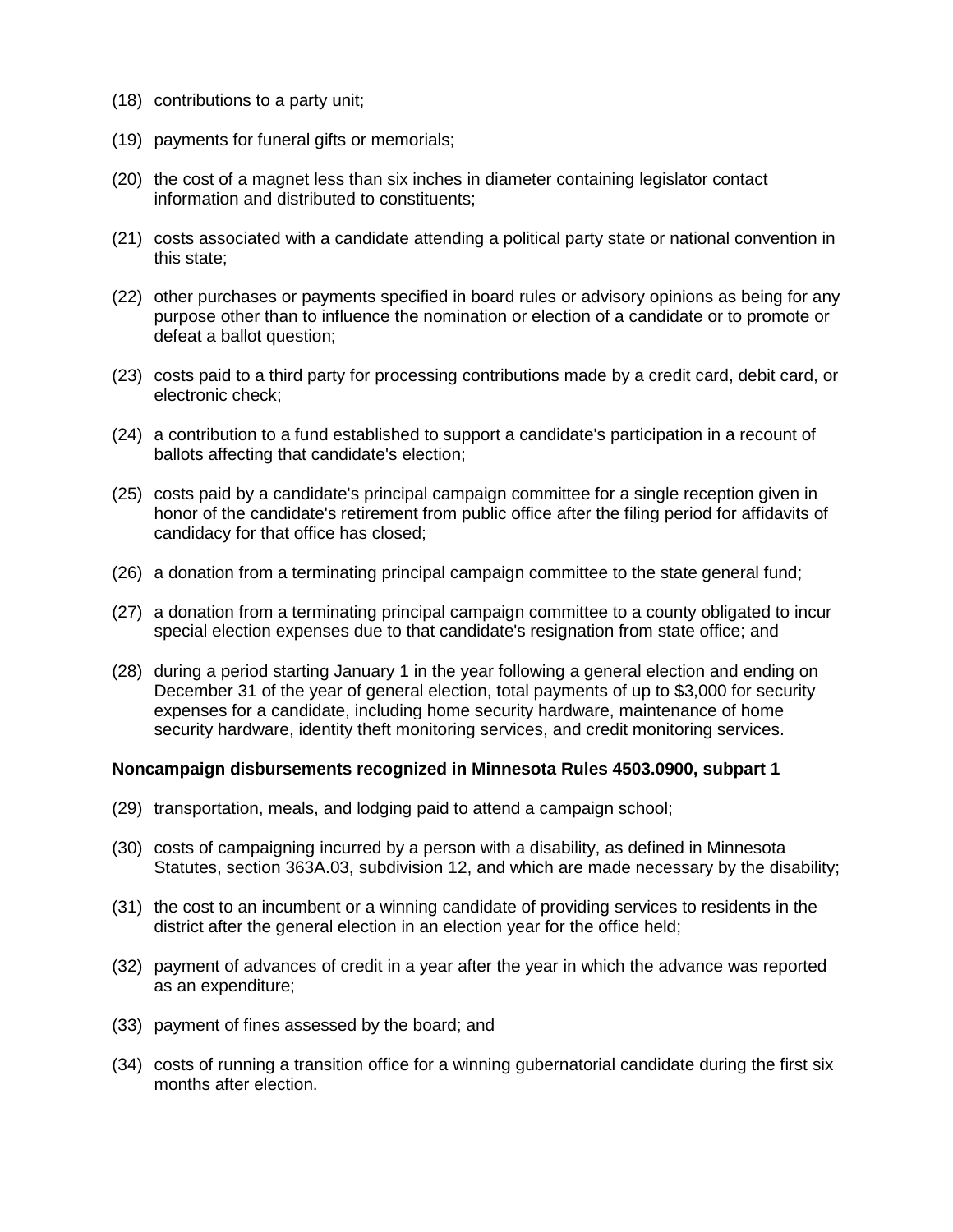(18) contributions to a party unit;

(19) payments for funeral gifts or memorials;

(20) the cost of a magnet less than six inches in diameter containing legislator contact information and distributed to constituents;

(21) costs associated with a candidate attending a political party state or national convention in this state;

(22) other purchases or payments specified in board rules or advisory opinions as being for any purpose other than to influence the nomination or election of a candidate or to promote or defeat a ballot question;

(23) costs paid to a third party for processing contributions made by a credit card, debit card, or electronic check;

(24) a contribution to a fund established to support a candidate's participation in a recount of ballots affecting that candidate's election;

(25) costs paid by a candidate's principal campaign committee for a single reception given in honor of the candidate's retirement from public office after the filing period for affidavits of candidacy for that office has closed;

(26) a donation from a terminating principal campaign committee to the state general fund;

(27) a donation from a terminating principal campaign committee to a county obligated to incur special election expenses due to that candidate's resignation from state office; and

(28) during a period starting January 1 in the year following a general election and ending on December 31 of the year of general election, total payments of up to $3,000 for security expenses for a candidate, including home security hardware, maintenance of home security hardware, identity theft monitoring services, and credit monitoring services.

**Noncampaign disbursements recognized in Minnesota Rules 4503.0900, subpart 1**

(29) transportation, meals, and lodging paid to attend a campaign school;

(30) costs of campaigning incurred by a person with a disability, as defined in Minnesota Statutes, section 363A.03, subdivision 12, and which are made necessary by the disability;

(31) the cost to an incumbent or a winning candidate of providing services to residents in the district after the general election in an election year for the office held;

(32) payment of advances of credit in a year after the year in which the advance was reported as an expenditure;

(33) payment of fines assessed by the board; and

(34) costs of running a transition office for a winning gubernatorial candidate during the first six months after election.